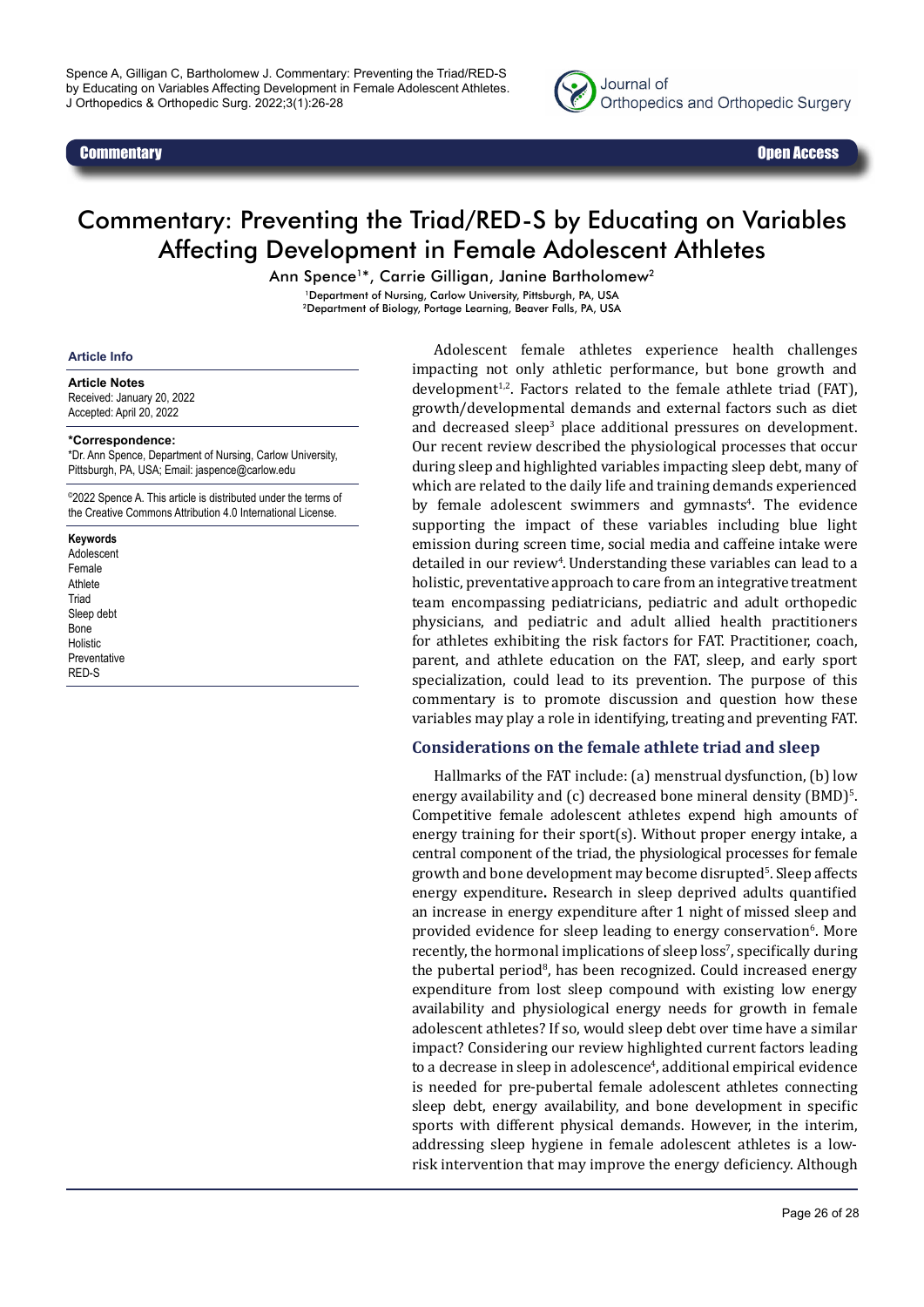Commentary | Open Access

# Commentary: Preventing the Triad/RED-S by Educating on Variables Affecting Development in Female Adolescent Athletes

Ann Spence[1]*, Carrie Gilligan, Janine Bartholomew[2]

[1]Department of Nursing, Carlow University, Pittsburgh, PA, USA
[2]Department of Biology, Portage Learning, Beaver Falls, PA, USA

**Article Info**

**Article Notes**
Received: January 20, 2022
Accepted: April 20, 2022

**\*Correspondence:**
\*Dr. Ann Spence, Department of Nursing, Carlow University, Pittsburgh, PA, USA; Email: jaspence@carlow.edu

©2022 Spence A. This article is distributed under the terms of the Creative Commons Attribution 4.0 International License.

**Keywords**
Adolescent
Female
Athlete
Triad
Sleep debt
Bone
Holistic
Preventative
RED-S

Adolescent female athletes experience health challenges impacting not only athletic performance, but bone growth and development[1,2]. Factors related to the female athlete triad (FAT), growth/developmental demands and external factors such as diet and decreased sleep[3] place additional pressures on development. Our recent review described the physiological processes that occur during sleep and highlighted variables impacting sleep debt, many of which are related to the daily life and training demands experienced by female adolescent swimmers and gymnasts[4]. The evidence supporting the impact of these variables including blue light emission during screen time, social media and caffeine intake were detailed in our review[4]. Understanding these variables can lead to a holistic, preventative approach to care from an integrative treatment team encompassing pediatricians, pediatric and adult orthopedic physicians, and pediatric and adult allied health practitioners for athletes exhibiting the risk factors for FAT. Practitioner, coach, parent, and athlete education on the FAT, sleep, and early sport specialization, could lead to its prevention. The purpose of this commentary is to promote discussion and question how these variables may play a role in identifying, treating and preventing FAT.

## Considerations on the female athlete triad and sleep

Hallmarks of the FAT include: (a) menstrual dysfunction, (b) low energy availability and (c) decreased bone mineral density (BMD)[5]. Competitive female adolescent athletes expend high amounts of energy training for their sport(s). Without proper energy intake, a central component of the triad, the physiological processes for female growth and bone development may become disrupted[5]. Sleep affects energy expenditure**.** Research in sleep deprived adults quantified an increase in energy expenditure after 1 night of missed sleep and provided evidence for sleep leading to energy conservation[6]. More recently, the hormonal implications of sleep loss[7], specifically during the pubertal period[8], has been recognized. Could increased energy expenditure from lost sleep compound with existing low energy availability and physiological energy needs for growth in female adolescent athletes? If so, would sleep debt over time have a similar impact? Considering our review highlighted current factors leading to a decrease in sleep in adolescence[4], additional empirical evidence is needed for pre-pubertal female adolescent athletes connecting sleep debt, energy availability, and bone development in specific sports with different physical demands. However, in the interim, addressing sleep hygiene in female adolescent athletes is a low-risk intervention that may improve the energy deficiency. Although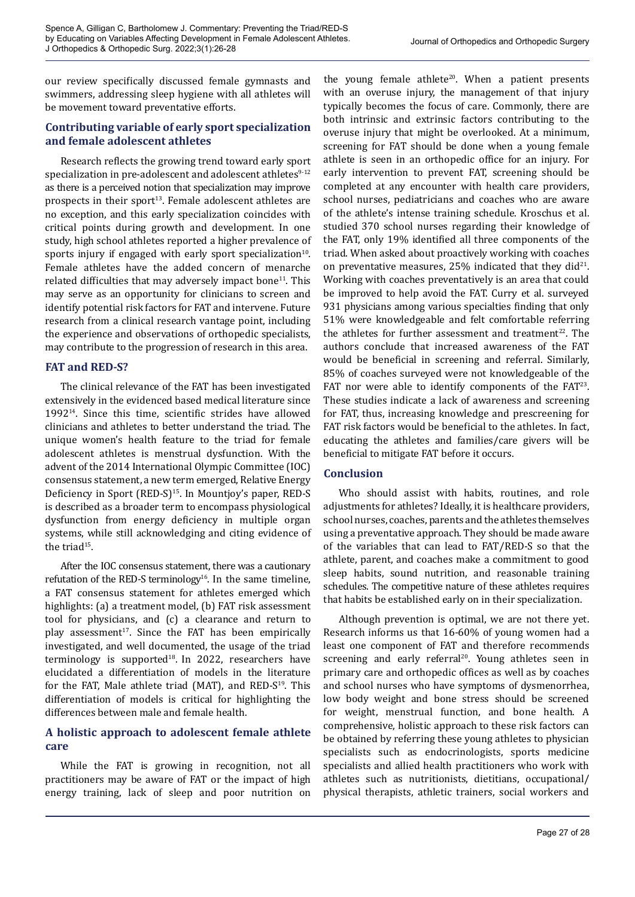our review specifically discussed female gymnasts and swimmers, addressing sleep hygiene with all athletes will be movement toward preventative efforts.

## Contributing variable of early sport specialization and female adolescent athletes

Research reflects the growing trend toward early sport specialization in pre-adolescent and adolescent athletes[9-12] as there is a perceived notion that specialization may improve prospects in their sport[13]. Female adolescent athletes are no exception, and this early specialization coincides with critical points during growth and development. In one study, high school athletes reported a higher prevalence of sports injury if engaged with early sport specialization[10]. Female athletes have the added concern of menarche related difficulties that may adversely impact bone[11]. This may serve as an opportunity for clinicians to screen and identify potential risk factors for FAT and intervene. Future research from a clinical research vantage point, including the experience and observations of orthopedic specialists, may contribute to the progression of research in this area.

## FAT and RED-S?

The clinical relevance of the FAT has been investigated extensively in the evidenced based medical literature since 1992[14]. Since this time, scientific strides have allowed clinicians and athletes to better understand the triad. The unique women's health feature to the triad for female adolescent athletes is menstrual dysfunction. With the advent of the 2014 International Olympic Committee (IOC) consensus statement, a new term emerged, Relative Energy Deficiency in Sport (RED-S)[15]. In Mountjoy's paper, RED-S is described as a broader term to encompass physiological dysfunction from energy deficiency in multiple organ systems, while still acknowledging and citing evidence of the triad[15].

After the IOC consensus statement, there was a cautionary refutation of the RED-S terminology[16]. In the same timeline, a FAT consensus statement for athletes emerged which highlights: (a) a treatment model, (b) FAT risk assessment tool for physicians, and (c) a clearance and return to play assessment[17]. Since the FAT has been empirically investigated, and well documented, the usage of the triad terminology is supported[18]. In 2022, researchers have elucidated a differentiation of models in the literature for the FAT, Male athlete triad (MAT), and RED-S[19]. This differentiation of models is critical for highlighting the differences between male and female health.

## A holistic approach to adolescent female athlete care

While the FAT is growing in recognition, not all practitioners may be aware of FAT or the impact of high energy training, lack of sleep and poor nutrition on the young female athlete[20]. When a patient presents with an overuse injury, the management of that injury typically becomes the focus of care. Commonly, there are both intrinsic and extrinsic factors contributing to the overuse injury that might be overlooked. At a minimum, screening for FAT should be done when a young female athlete is seen in an orthopedic office for an injury. For early intervention to prevent FAT, screening should be completed at any encounter with health care providers, school nurses, pediatricians and coaches who are aware of the athlete's intense training schedule. Kroschus et al. studied 370 school nurses regarding their knowledge of the FAT, only 19% identified all three components of the triad. When asked about proactively working with coaches on preventative measures, 25% indicated that they did[21]. Working with coaches preventatively is an area that could be improved to help avoid the FAT. Curry et al. surveyed 931 physicians among various specialties finding that only 51% were knowledgeable and felt comfortable referring the athletes for further assessment and treatment[22]. The authors conclude that increased awareness of the FAT would be beneficial in screening and referral. Similarly, 85% of coaches surveyed were not knowledgeable of the FAT nor were able to identify components of the FAT[23]. These studies indicate a lack of awareness and screening for FAT, thus, increasing knowledge and prescreening for FAT risk factors would be beneficial to the athletes. In fact, educating the athletes and families/care givers will be beneficial to mitigate FAT before it occurs.

## Conclusion

Who should assist with habits, routines, and role adjustments for athletes? Ideally, it is healthcare providers, school nurses, coaches, parents and the athletes themselves using a preventative approach. They should be made aware of the variables that can lead to FAT/RED-S so that the athlete, parent, and coaches make a commitment to good sleep habits, sound nutrition, and reasonable training schedules. The competitive nature of these athletes requires that habits be established early on in their specialization.

Although prevention is optimal, we are not there yet. Research informs us that 16-60% of young women had a least one component of FAT and therefore recommends screening and early referral[20]. Young athletes seen in primary care and orthopedic offices as well as by coaches and school nurses who have symptoms of dysmenorrhea, low body weight and bone stress should be screened for weight, menstrual function, and bone health. A comprehensive, holistic approach to these risk factors can be obtained by referring these young athletes to physician specialists such as endocrinologists, sports medicine specialists and allied health practitioners who work with athletes such as nutritionists, dietitians, occupational/physical therapists, athletic trainers, social workers and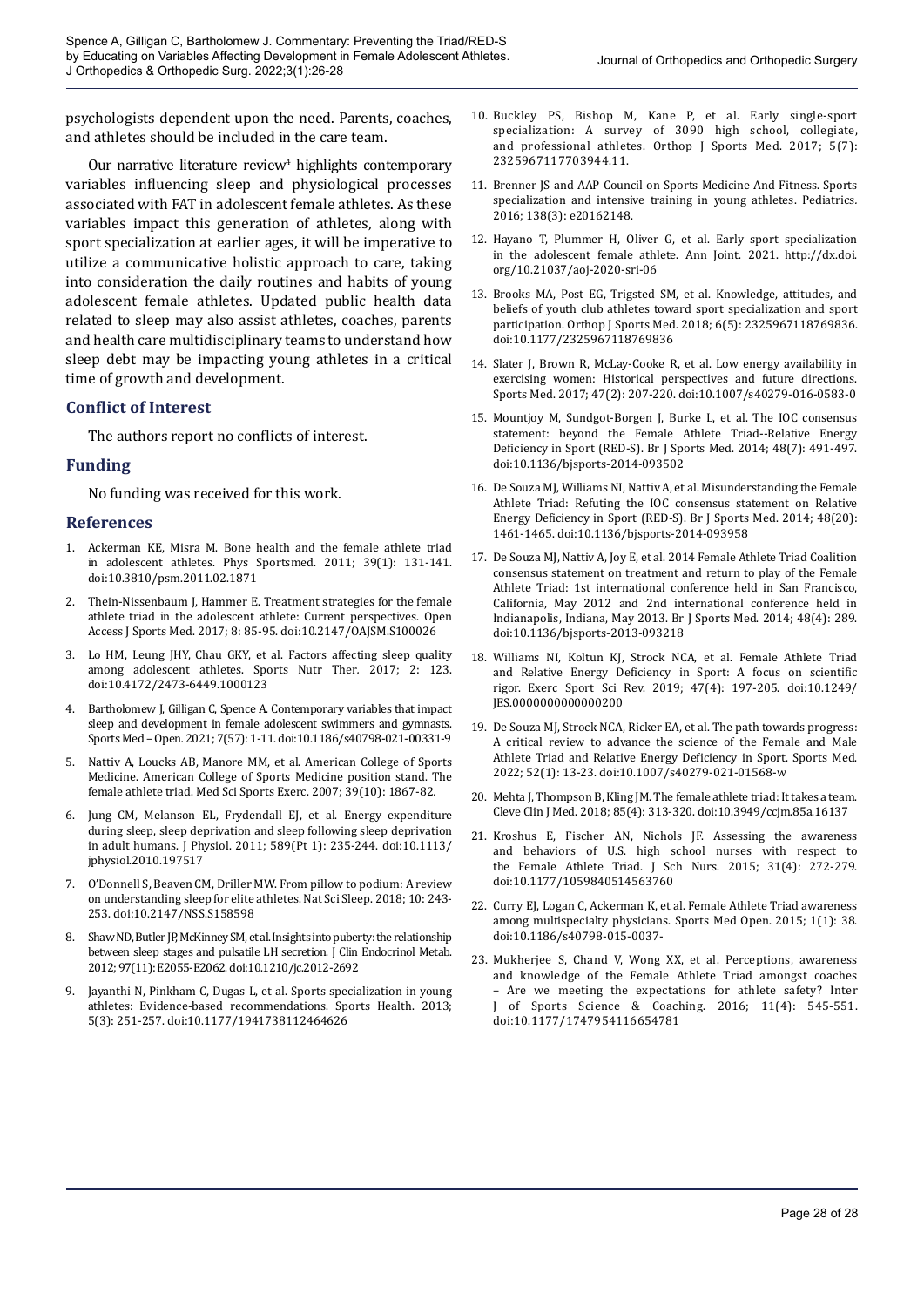psychologists dependent upon the need. Parents, coaches, and athletes should be included in the care team.

Our narrative literature review[4] highlights contemporary variables influencing sleep and physiological processes associated with FAT in adolescent female athletes. As these variables impact this generation of athletes, along with sport specialization at earlier ages, it will be imperative to utilize a communicative holistic approach to care, taking into consideration the daily routines and habits of young adolescent female athletes. Updated public health data related to sleep may also assist athletes, coaches, parents and health care multidisciplinary teams to understand how sleep debt may be impacting young athletes in a critical time of growth and development.

## Conflict of Interest

The authors report no conflicts of interest.

## Funding

No funding was received for this work.

## References

1. Ackerman KE, Misra M. Bone health and the female athlete triad in adolescent athletes. Phys Sportsmed. 2011; 39(1): 131-141. doi:10.3810/psm.2011.02.1871
2. Thein-Nissenbaum J, Hammer E. Treatment strategies for the female athlete triad in the adolescent athlete: Current perspectives. Open Access J Sports Med. 2017; 8: 85-95. doi:10.2147/OAJSM.S100026
3. Lo HM, Leung JHY, Chau GKY, et al. Factors affecting sleep quality among adolescent athletes. Sports Nutr Ther. 2017; 2: 123. doi:10.4172/2473-6449.1000123
4. Bartholomew J, Gilligan C, Spence A. Contemporary variables that impact sleep and development in female adolescent swimmers and gymnasts. Sports Med – Open. 2021; 7(57): 1-11. doi:10.1186/s40798-021-00331-9
5. Nattiv A, Loucks AB, Manore MM, et al. American College of Sports Medicine. American College of Sports Medicine position stand. The female athlete triad. Med Sci Sports Exerc. 2007; 39(10): 1867-82.
6. Jung CM, Melanson EL, Frydendall EJ, et al. Energy expenditure during sleep, sleep deprivation and sleep following sleep deprivation in adult humans. J Physiol. 2011; 589(Pt 1): 235-244. doi:10.1113/jphysiol.2010.197517
7. O'Donnell S, Beaven CM, Driller MW. From pillow to podium: A review on understanding sleep for elite athletes. Nat Sci Sleep. 2018; 10: 243-253. doi:10.2147/NSS.S158598
8. Shaw ND, Butler JP, McKinney SM, et al. Insights into puberty: the relationship between sleep stages and pulsatile LH secretion. J Clin Endocrinol Metab. 2012; 97(11): E2055-E2062. doi:10.1210/jc.2012-2692
9. Jayanthi N, Pinkham C, Dugas L, et al. Sports specialization in young athletes: Evidence-based recommendations. Sports Health. 2013; 5(3): 251-257. doi:10.1177/1941738112464626
10. Buckley PS, Bishop M, Kane P, et al. Early single-sport specialization: A survey of 3090 high school, collegiate, and professional athletes. Orthop J Sports Med. 2017; 5(7): 2325967117703944.11.
11. Brenner JS and AAP Council on Sports Medicine And Fitness. Sports specialization and intensive training in young athletes. Pediatrics. 2016; 138(3): e20162148.
12. Hayano T, Plummer H, Oliver G, et al. Early sport specialization in the adolescent female athlete. Ann Joint. 2021. http://dx.doi.org/10.21037/aoj-2020-sri-06
13. Brooks MA, Post EG, Trigsted SM, et al. Knowledge, attitudes, and beliefs of youth club athletes toward sport specialization and sport participation. Orthop J Sports Med. 2018; 6(5): 2325967118769836. doi:10.1177/2325967118769836
14. Slater J, Brown R, McLay-Cooke R, et al. Low energy availability in exercising women: Historical perspectives and future directions. Sports Med. 2017; 47(2): 207-220. doi:10.1007/s40279-016-0583-0
15. Mountjoy M, Sundgot-Borgen J, Burke L, et al. The IOC consensus statement: beyond the Female Athlete Triad--Relative Energy Deficiency in Sport (RED-S). Br J Sports Med. 2014; 48(7): 491-497. doi:10.1136/bjsports-2014-093502
16. De Souza MJ, Williams NI, Nattiv A, et al. Misunderstanding the Female Athlete Triad: Refuting the IOC consensus statement on Relative Energy Deficiency in Sport (RED-S). Br J Sports Med. 2014; 48(20): 1461-1465. doi:10.1136/bjsports-2014-093958
17. De Souza MJ, Nattiv A, Joy E, et al. 2014 Female Athlete Triad Coalition consensus statement on treatment and return to play of the Female Athlete Triad: 1st international conference held in San Francisco, California, May 2012 and 2nd international conference held in Indianapolis, Indiana, May 2013. Br J Sports Med. 2014; 48(4): 289. doi:10.1136/bjsports-2013-093218
18. Williams NI, Koltun KJ, Strock NCA, et al. Female Athlete Triad and Relative Energy Deficiency in Sport: A focus on scientific rigor. Exerc Sport Sci Rev. 2019; 47(4): 197-205. doi:10.1249/JES.0000000000000200
19. De Souza MJ, Strock NCA, Ricker EA, et al. The path towards progress: A critical review to advance the science of the Female and Male Athlete Triad and Relative Energy Deficiency in Sport. Sports Med. 2022; 52(1): 13-23. doi:10.1007/s40279-021-01568-w
20. Mehta J, Thompson B, Kling JM. The female athlete triad: It takes a team. Cleve Clin J Med. 2018; 85(4): 313-320. doi:10.3949/ccjm.85a.16137
21. Kroshus E, Fischer AN, Nichols JF. Assessing the awareness and behaviors of U.S. high school nurses with respect to the Female Athlete Triad. J Sch Nurs. 2015; 31(4): 272-279. doi:10.1177/1059840514563760
22. Curry EJ, Logan C, Ackerman K, et al. Female Athlete Triad awareness among multispecialty physicians. Sports Med Open. 2015; 1(1): 38. doi:10.1186/s40798-015-0037-
23. Mukherjee S, Chand V, Wong XX, et al. Perceptions, awareness and knowledge of the Female Athlete Triad amongst coaches – Are we meeting the expectations for athlete safety? Inter J of Sports Science & Coaching. 2016; 11(4): 545-551. doi:10.1177/1747954116654781